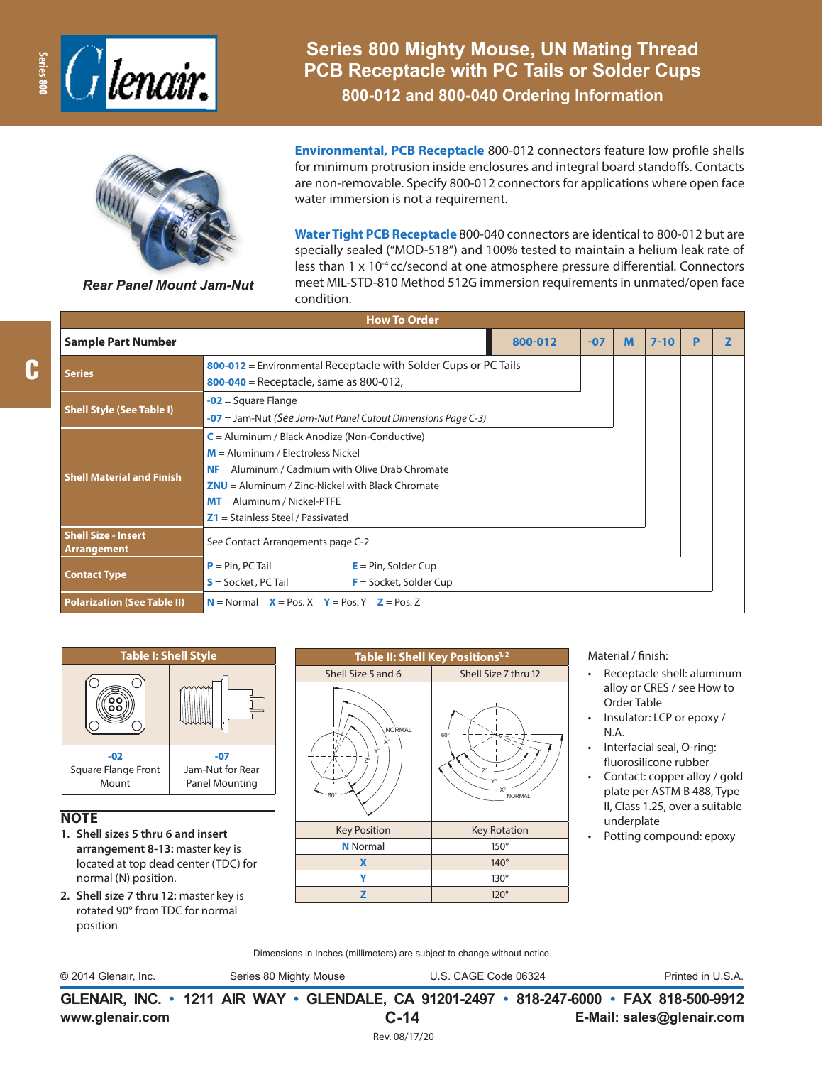# Series 800 Mighty Mouse, UN Mating Thread PCB Receptacle with PC Tails or Solder Cups

## 800-012 and 800-040 Ordering Information

*Rear Panel Mount Jam-Nut*

**Environmental, PCB Receptacle** 800-012 connectors feature low profile shells for minimum protrusion inside enclosures and integral board standoffs. Contacts are non-removable. Specify 800-012 connectors for applications where open face water immersion is not a requirement.

**Water Tight PCB Receptacle** 800-040 connectors are identical to 800-012 but are specially sealed ("MOD-518") and 100% tested to maintain a helium leak rate of less than 1 x $10^{-4}$ cc/second at one atmosphere pressure differential. Connectors meet MIL-STD-810 Method 512G immersion requirements in unmated/open face condition.

### How To Order

| Sample Part Number | 800-012 | -07 | M | 7-10 | P | Z |
|---|---|---|---|---|---|---|
| **Series** | **800-012** = Environmental Receptacle with Solder Cups or PC Tails<br>**800-040** = Receptacle, same as 800-012, | | | | | |
| **Shell Style (See Table I)** | **-02** = Square Flange<br>**-07** = Jam-Nut *(See Jam-Nut Panel Cutout Dimensions Page C-3)* | | | | | |
| **Shell Material and Finish** | **C** = Aluminum / Black Anodize (Non-Conductive)<br>**M** = Aluminum / Electroless Nickel<br>**NF** = Aluminum / Cadmium with Olive Drab Chromate<br>**ZNU** = Aluminum / Zinc-Nickel with Black Chromate<br>**MT** = Aluminum / Nickel-PTFE<br>**Z1** = Stainless Steel / Passivated | | | | | |
| **Shell Size - Insert Arrangement** | See Contact Arrangements page C-2 | | | | | |
| **Contact Type** | **P** = Pin, PC Tail &nbsp; **E** = Pin, Solder Cup<br>**S** = Socket, PC Tail &nbsp; **F** = Socket, Solder Cup | | | | | |
| **Polarization (See Table II)** | **N** = Normal &nbsp; **X** = Pos. X &nbsp; **Y** = Pos. Y &nbsp; **Z** = Pos. Z | | | | | |

### Table I: Shell Style

| -02 | -07 |
|---|---|
| Square Flange Front Mount | Jam-Nut for Rear Panel Mounting |

### NOTE

1. **Shell sizes 5 thru 6 and insert arrangement 8-13:** master key is located at top dead center (TDC) for normal (N) position.
2. **Shell size 7 thru 12:** master key is rotated 90° from TDC for normal position

### Table II: Shell Key Positions[1,2]

Shell Size 5 and 6 | Shell Size 7 thru 12

| Key Position | Key Rotation |
|---|---|
| **N** Normal | 150° |
| **X** | 140° |
| **Y** | 130° |
| **Z** | 120° |

Material / finish:

- Receptacle shell: aluminum alloy or CRES / see How to Order Table
- Insulator: LCP or epoxy / N.A.
- Interfacial seal, O-ring: fluorosilicone rubber
- Contact: copper alloy / gold plate per ASTM B 488, Type II, Class 1.25, over a suitable underplate
- Potting compound: epoxy

Dimensions in Inches (millimeters) are subject to change without notice.

© 2014 Glenair, Inc. Series 80 Mighty Mouse U.S. CAGE Code 06324 Printed in U.S.A.

**GLENAIR, INC. • 1211 AIR WAY • GLENDALE, CA 91201-2497 • 818-247-6000 • FAX 818-500-9912**
**www.glenair.com** **E-Mail: sales@glenair.com**

Rev. 08/17/20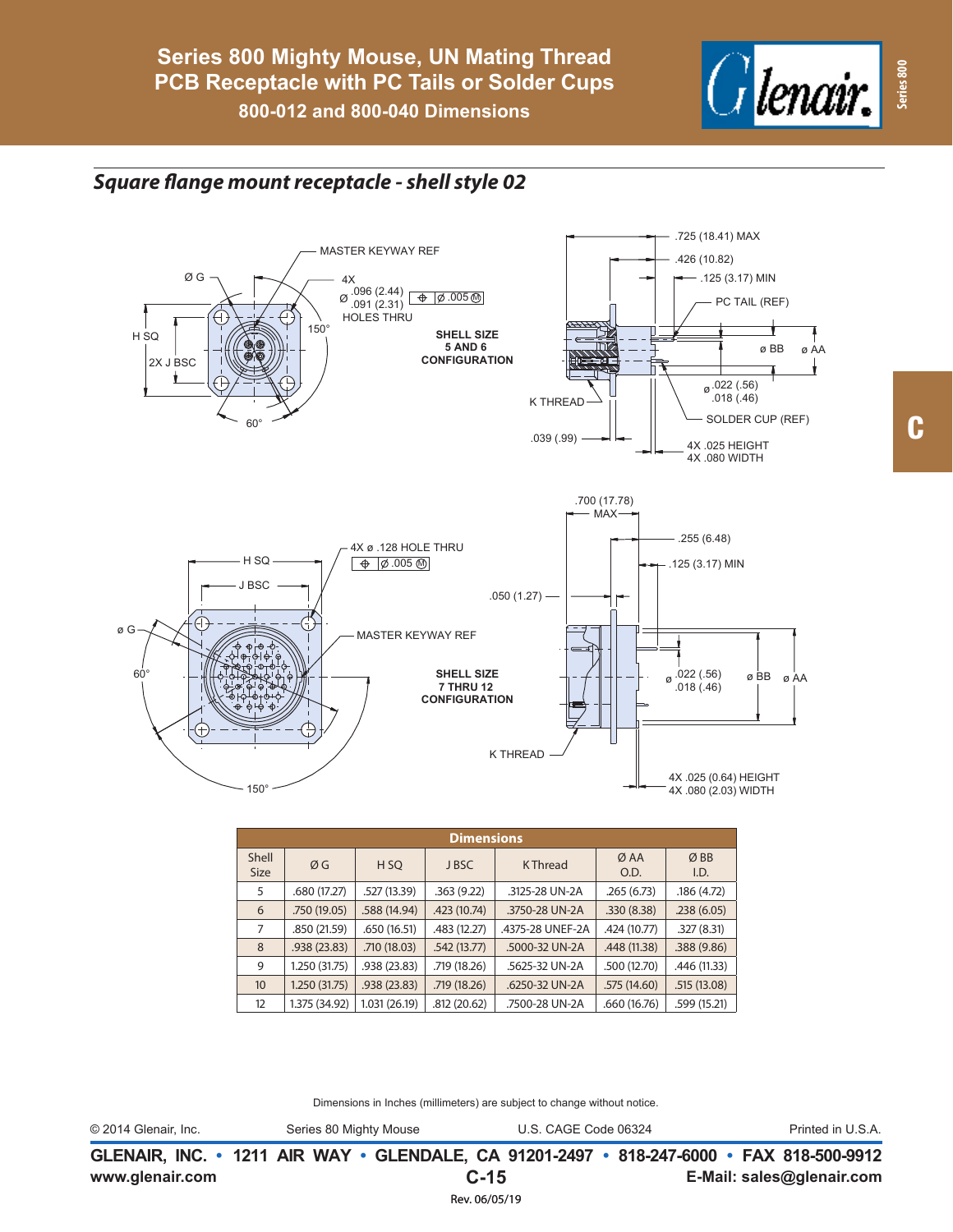# Series 800 Mighty Mouse, UN Mating Thread PCB Receptacle with PC Tails or Solder Cups

## 800-012 and 800-040 Dimensions

### *Square flange mount receptacle - shell style 02*

MASTER KEYWAY REF

Ø G

4X Ø .096 (2.44) / .091 (2.31) HOLES THRU ⌖ Ø .005 Ⓜ

H SQ

2X J BSC

150°

60°

SHELL SIZE 5 AND 6 CONFIGURATION

.725 (18.41) MAX

.426 (10.82)

.125 (3.17) MIN

PC TAIL (REF)

ø BB

ø AA

K THREAD

ø .022 (.56) / .018 (.46)

SOLDER CUP (REF)

.039 (.99)

4X .025 HEIGHT
4X .080 WIDTH

4X ø .128 HOLE THRU ⌖ Ø .005 Ⓜ

H SQ

J BSC

ø G

MASTER KEYWAY REF

60°

150°

SHELL SIZE 7 THRU 12 CONFIGURATION

.700 (17.78) MAX

.255 (6.48)

.125 (3.17) MIN

.050 (1.27)

ø .022 (.56) / .018 (.46)

ø BB

ø AA

K THREAD

4X .025 (0.64) HEIGHT
4X .080 (2.03) WIDTH

| Dimensions | | | | | | |
|---|---|---|---|---|---|---|
| Shell Size | Ø G | H SQ | J BSC | K Thread | Ø AA O.D. | Ø BB I.D. |
| 5 | .680 (17.27) | .527 (13.39) | .363 (9.22) | .3125-28 UN-2A | .265 (6.73) | .186 (4.72) |
| 6 | .750 (19.05) | .588 (14.94) | .423 (10.74) | .3750-28 UN-2A | .330 (8.38) | .238 (6.05) |
| 7 | .850 (21.59) | .650 (16.51) | .483 (12.27) | .4375-28 UNEF-2A | .424 (10.77) | .327 (8.31) |
| 8 | .938 (23.83) | .710 (18.03) | .542 (13.77) | .5000-32 UN-2A | .448 (11.38) | .388 (9.86) |
| 9 | 1.250 (31.75) | .938 (23.83) | .719 (18.26) | .5625-32 UN-2A | .500 (12.70) | .446 (11.33) |
| 10 | 1.250 (31.75) | .938 (23.83) | .719 (18.26) | .6250-32 UN-2A | .575 (14.60) | .515 (13.08) |
| 12 | 1.375 (34.92) | 1.031 (26.19) | .812 (20.62) | .7500-28 UN-2A | .660 (16.76) | .599 (15.21) |

Dimensions in Inches (millimeters) are subject to change without notice.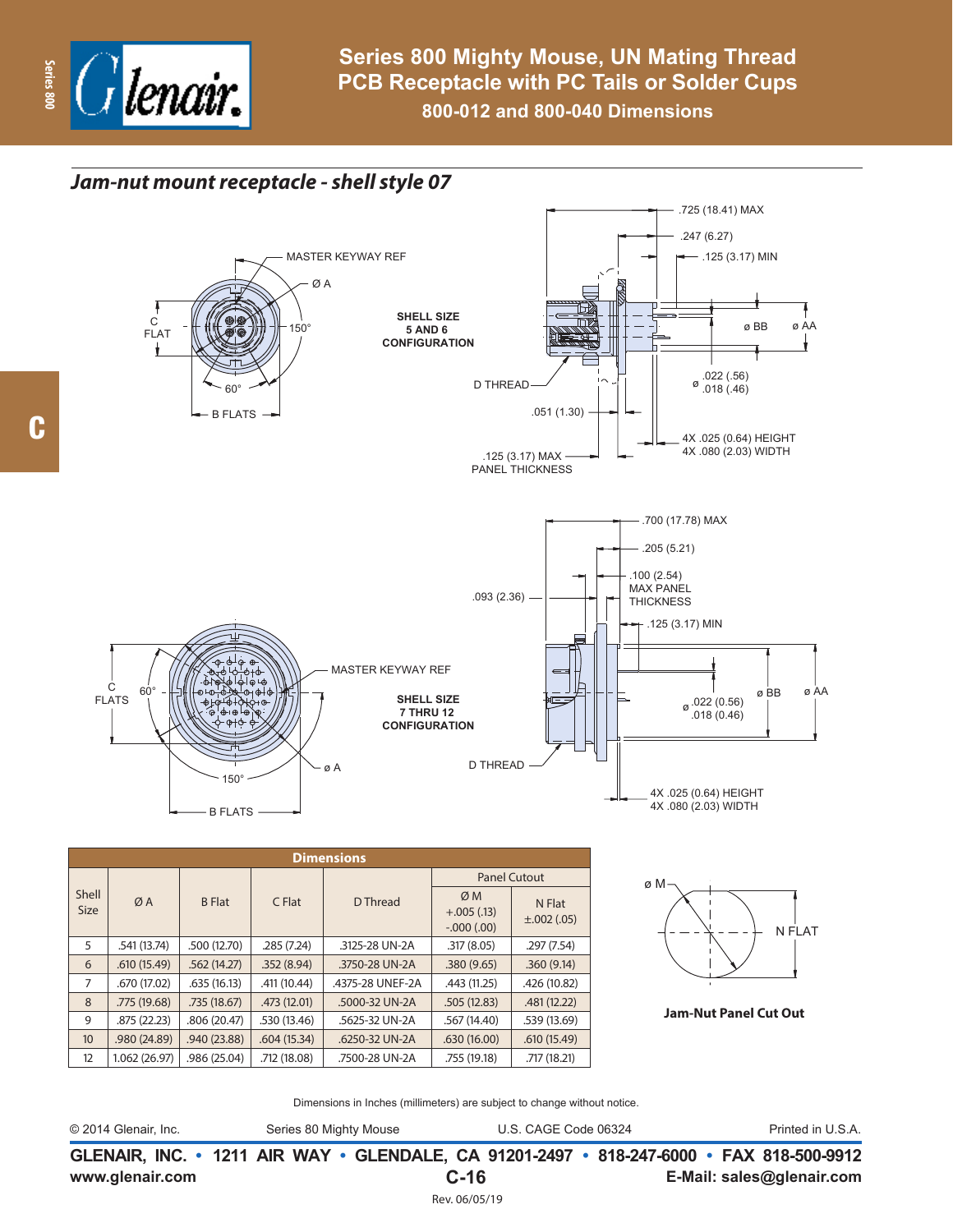# Series 800 Mighty Mouse, UN Mating Thread PCB Receptacle with PC Tails or Solder Cups

### 800-012 and 800-040 Dimensions

## *Jam-nut mount receptacle - shell style 07*

MASTER KEYWAY REF
Ø A
C FLAT
150°
60°
B FLATS

SHELL SIZE 5 AND 6 CONFIGURATION

.725 (18.41) MAX
.247 (6.27)
.125 (3.17) MIN
ø BB
ø AA
D THREAD
ø .022 (.56) .018 (.46)
.051 (1.30)
4X .025 (0.64) HEIGHT
4X .080 (2.03) WIDTH
.125 (3.17) MAX PANEL THICKNESS

.700 (17.78) MAX
.205 (5.21)
.100 (2.54) MAX PANEL THICKNESS
.093 (2.36)
.125 (3.17) MIN
C FLATS
60°
MASTER KEYWAY REF
SHELL SIZE 7 THRU 12 CONFIGURATION
ø BB
ø AA
ø .022 (0.56) .018 (0.46)
D THREAD
ø A
150°
B FLATS
4X .025 (0.64) HEIGHT
4X .080 (2.03) WIDTH

| Dimensions | | | | | | |
|---|---|---|---|---|---|---|
| Shell Size | Ø A | B Flat | C Flat | D Thread | Panel Cutout | |
| | | | | | Ø M +.005 (.13) -.000 (.00) | N Flat ±.002 (.05) |
| 5 | .541 (13.74) | .500 (12.70) | .285 (7.24) | .3125-28 UN-2A | .317 (8.05) | .297 (7.54) |
| 6 | .610 (15.49) | .562 (14.27) | .352 (8.94) | .3750-28 UN-2A | .380 (9.65) | .360 (9.14) |
| 7 | .670 (17.02) | .635 (16.13) | .411 (10.44) | .4375-28 UNEF-2A | .443 (11.25) | .426 (10.82) |
| 8 | .775 (19.68) | .735 (18.67) | .473 (12.01) | .5000-32 UN-2A | .505 (12.83) | .481 (12.22) |
| 9 | .875 (22.23) | .806 (20.47) | .530 (13.46) | .5625-32 UN-2A | .567 (14.40) | .539 (13.69) |
| 10 | .980 (24.89) | .940 (23.88) | .604 (15.34) | .6250-32 UN-2A | .630 (16.00) | .610 (15.49) |
| 12 | 1.062 (26.97) | .986 (25.04) | .712 (18.08) | .7500-28 UN-2A | .755 (19.18) | .717 (18.21) |

ø M
N FLAT

**Jam-Nut Panel Cut Out**

Dimensions in Inches (millimeters) are subject to change without notice.

© 2014 Glenair, Inc. Series 80 Mighty Mouse U.S. CAGE Code 06324 Printed in U.S.A.

**GLENAIR, INC. • 1211 AIR WAY • GLENDALE, CA 91201-2497 • 818-247-6000 • FAX 818-500-9912**
**www.glenair.com** **C-16** **E-Mail: sales@glenair.com**

Rev. 06/05/19